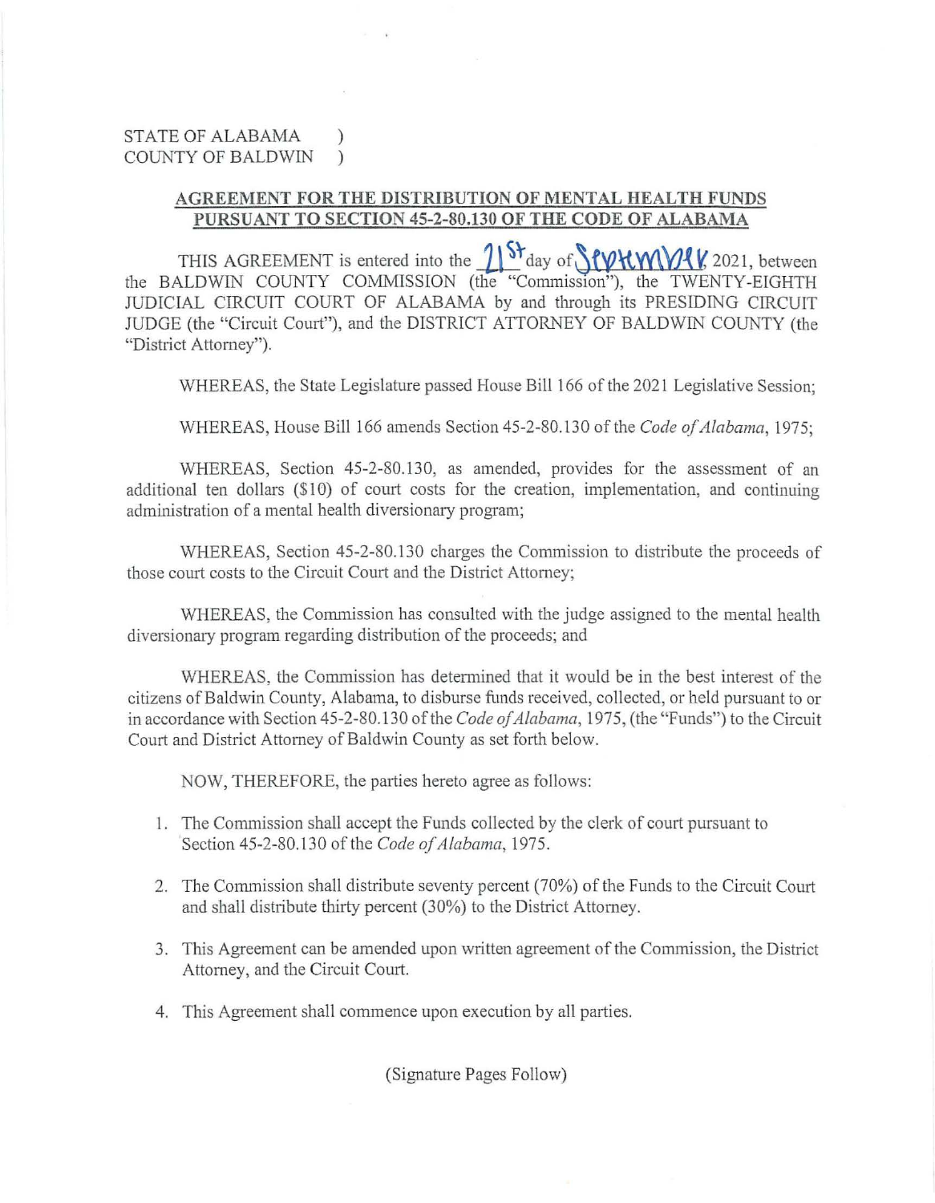STATE OF ALABAMA )
COUNTY OF BALDWIN )

## AGREEMENT FOR THE DISTRIBUTION OF MENTAL HEALTH FUNDS PURSUANT TO SECTION 45-2-80.130 OF THE CODE OF ALABAMA

THIS AGREEMENT is entered into the 21st day of September 2021, between the BALDWIN COUNTY COMMISSION (the "Commission"), the TWENTY-EIGHTH JUDICIAL CIRCUIT COURT OF ALABAMA by and through its PRESIDING CIRCUIT JUDGE (the "Circuit Court"), and the DISTRICT ATTORNEY OF BALDWIN COUNTY (the "District Attorney").

WHEREAS, the State Legislature passed House Bill 166 of the 2021 Legislative Session;

WHEREAS, House Bill 166 amends Section 45-2-80.130 of the *Code of Alabama*, 1975;

WHEREAS, Section 45-2-80.130, as amended, provides for the assessment of an additional ten dollars ($10) of court costs for the creation, implementation, and continuing administration of a mental health diversionary program;

WHEREAS, Section 45-2-80.130 charges the Commission to distribute the proceeds of those court costs to the Circuit Court and the District Attorney;

WHEREAS, the Commission has consulted with the judge assigned to the mental health diversionary program regarding distribution of the proceeds; and

WHEREAS, the Commission has determined that it would be in the best interest of the citizens of Baldwin County, Alabama, to disburse funds received, collected, or held pursuant to or in accordance with Section 45-2-80.130 of the *Code of Alabama*, 1975, (the "Funds") to the Circuit Court and District Attorney of Baldwin County as set forth below.

NOW, THEREFORE, the parties hereto agree as follows:

1. The Commission shall accept the Funds collected by the clerk of court pursuant to Section 45-2-80.130 of the *Code of Alabama*, 1975.
2. The Commission shall distribute seventy percent (70%) of the Funds to the Circuit Court and shall distribute thirty percent (30%) to the District Attorney.
3. This Agreement can be amended upon written agreement of the Commission, the District Attorney, and the Circuit Court.
4. This Agreement shall commence upon execution by all parties.

(Signature Pages Follow)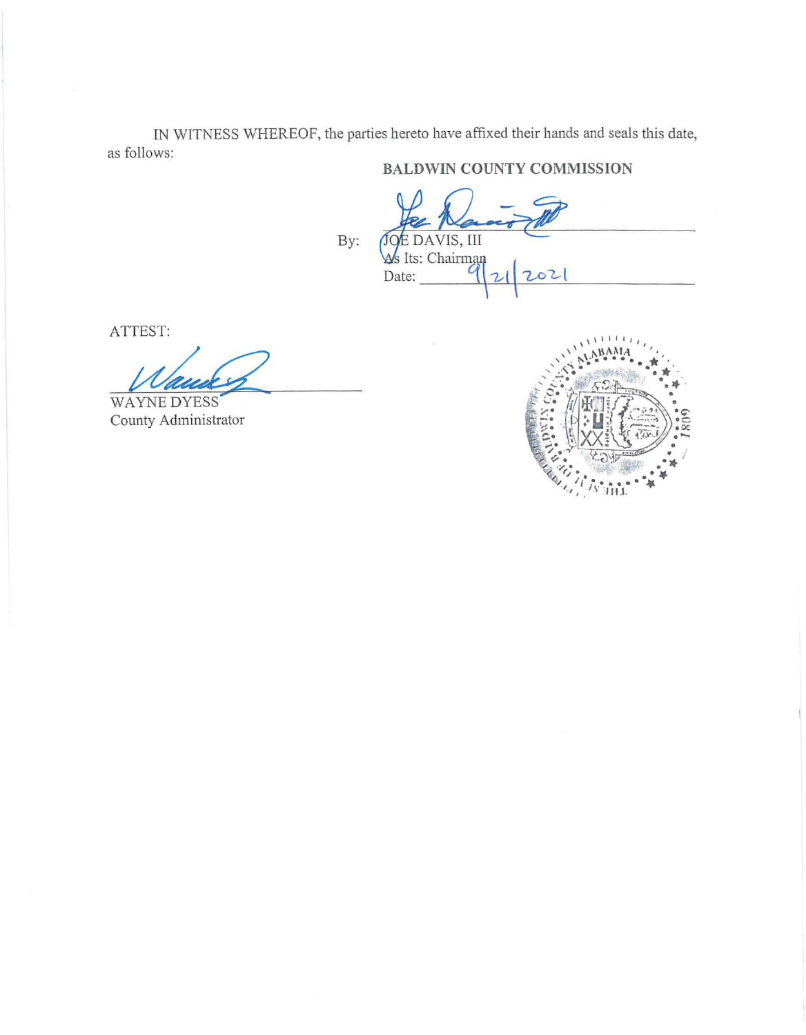IN WITNESS WHEREOF, the parties hereto have affixed their hands and seals this date, as follows:

**BALDWIN COUNTY COMMISSION**

By: \_\_\_\_\_\_\_\_\_\_\_\_\_\_\_\_\_\_\_\_\_\_\_\_\_\_\_\_
JOE DAVIS, III
As Its: Chairman
Date: 9/21/2021

ATTEST:

\_\_\_\_\_\_\_\_\_\_\_\_\_\_\_\_\_\_\_\_\_\_\_\_\_\_\_\_
WAYNE DYESS
County Administrator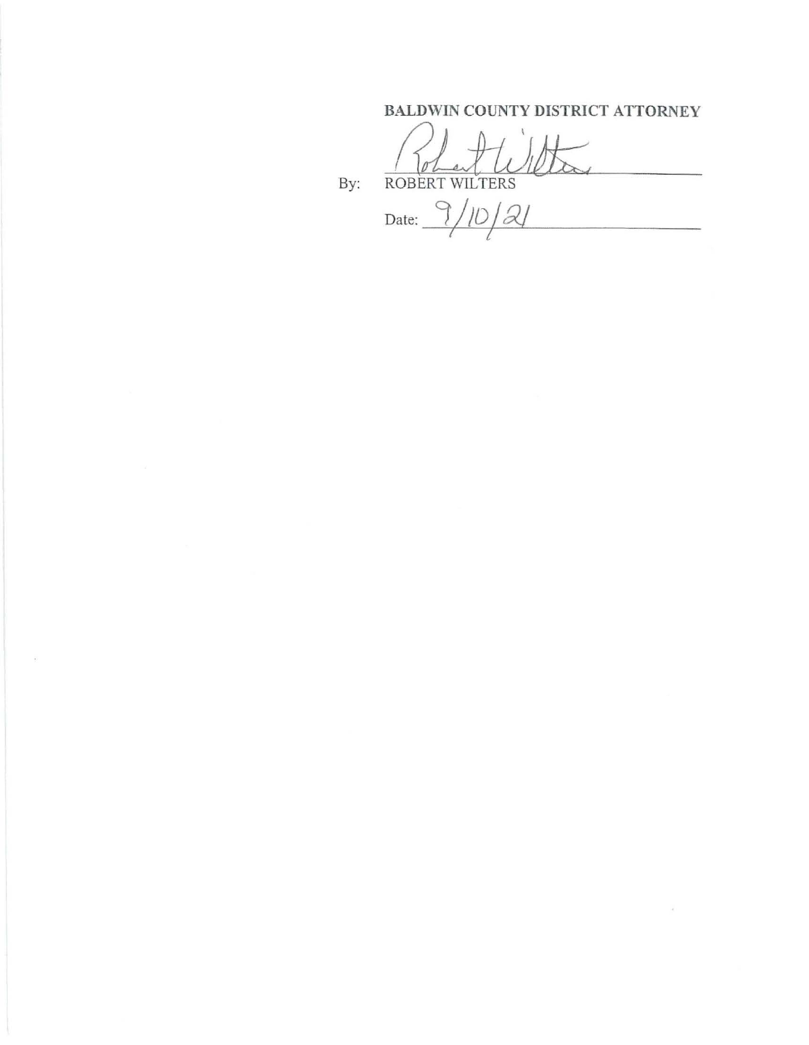**BALDWIN COUNTY DISTRICT ATTORNEY**

By: ROBERT WILTERS

Date: 9/10/21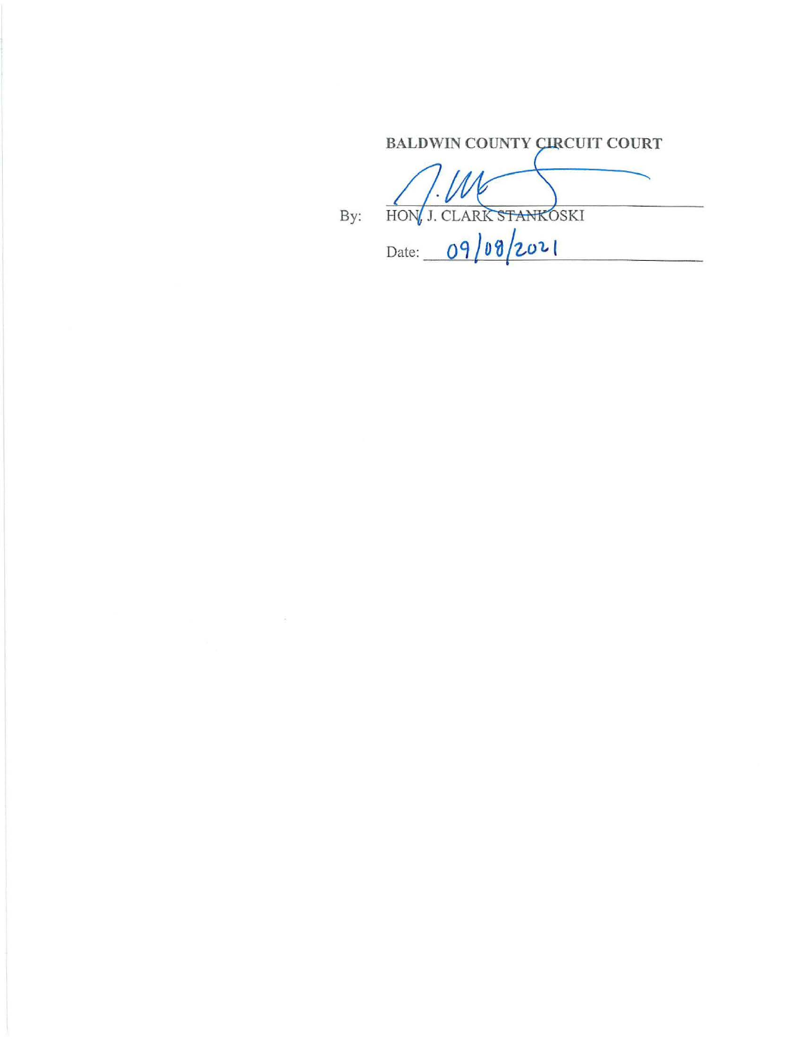BALDWIN COUNTY CIRCUIT COURT

By: HON. J. CLARK STANKOSKI

Date: 09/08/2021